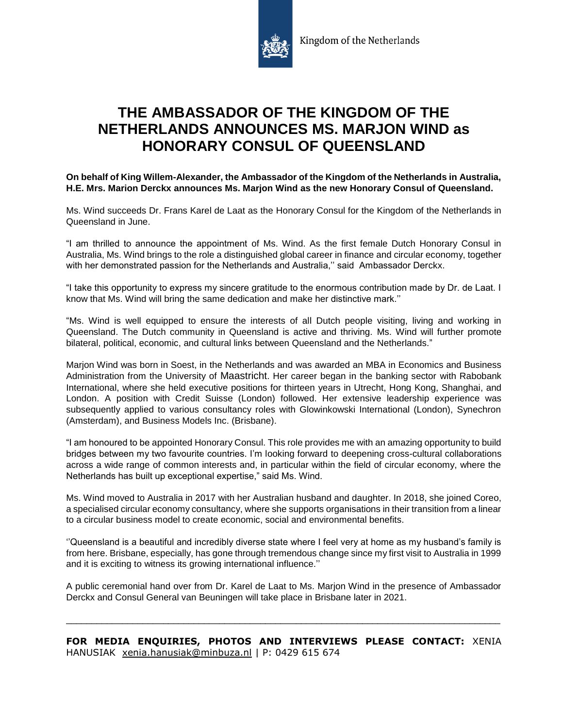Kingdom of the Netherlands

# THE AMBASSADOR OF THE KINGDOM OF THE NETHERLANDS ANNOUNCES MS. MARJON WIND as HONORARY CONSUL OF QUEENSLAND

**On behalf of King Willem-Alexander, the Ambassador of the Kingdom of the Netherlands in Australia, H.E. Mrs. Marion Derckx announces Ms. Marjon Wind as the new Honorary Consul of Queensland.**

Ms. Wind succeeds Dr. Frans Karel de Laat as the Honorary Consul for the Kingdom of the Netherlands in Queensland in June.

"I am thrilled to announce the appointment of Ms. Wind. As the first female Dutch Honorary Consul in Australia, Ms. Wind brings to the role a distinguished global career in finance and circular economy, together with her demonstrated passion for the Netherlands and Australia,'' said Ambassador Derckx.

"I take this opportunity to express my sincere gratitude to the enormous contribution made by Dr. de Laat. I know that Ms. Wind will bring the same dedication and make her distinctive mark.''

"Ms. Wind is well equipped to ensure the interests of all Dutch people visiting, living and working in Queensland. The Dutch community in Queensland is active and thriving. Ms. Wind will further promote bilateral, political, economic, and cultural links between Queensland and the Netherlands."

Marjon Wind was born in Soest, in the Netherlands and was awarded an MBA in Economics and Business Administration from the University of Maastricht. Her career began in the banking sector with Rabobank International, where she held executive positions for thirteen years in Utrecht, Hong Kong, Shanghai, and London. A position with Credit Suisse (London) followed. Her extensive leadership experience was subsequently applied to various consultancy roles with Glowinkowski International (London), Synechron (Amsterdam), and Business Models Inc. (Brisbane).

"I am honoured to be appointed Honorary Consul. This role provides me with an amazing opportunity to build bridges between my two favourite countries. I'm looking forward to deepening cross-cultural collaborations across a wide range of common interests and, in particular within the field of circular economy, where the Netherlands has built up exceptional expertise," said Ms. Wind.

Ms. Wind moved to Australia in 2017 with her Australian husband and daughter. In 2018, she joined Coreo, a specialised circular economy consultancy, where she supports organisations in their transition from a linear to a circular business model to create economic, social and environmental benefits.

''Queensland is a beautiful and incredibly diverse state where I feel very at home as my husband's family is from here. Brisbane, especially, has gone through tremendous change since my first visit to Australia in 1999 and it is exciting to witness its growing international influence.''

A public ceremonial hand over from Dr. Karel de Laat to Ms. Marjon Wind in the presence of Ambassador Derckx and Consul General van Beuningen will take place in Brisbane later in 2021.

---

**FOR MEDIA ENQUIRIES, PHOTOS AND INTERVIEWS PLEASE CONTACT:** XENIA HANUSIAK xenia.hanusiak@minbuza.nl | P: 0429 615 674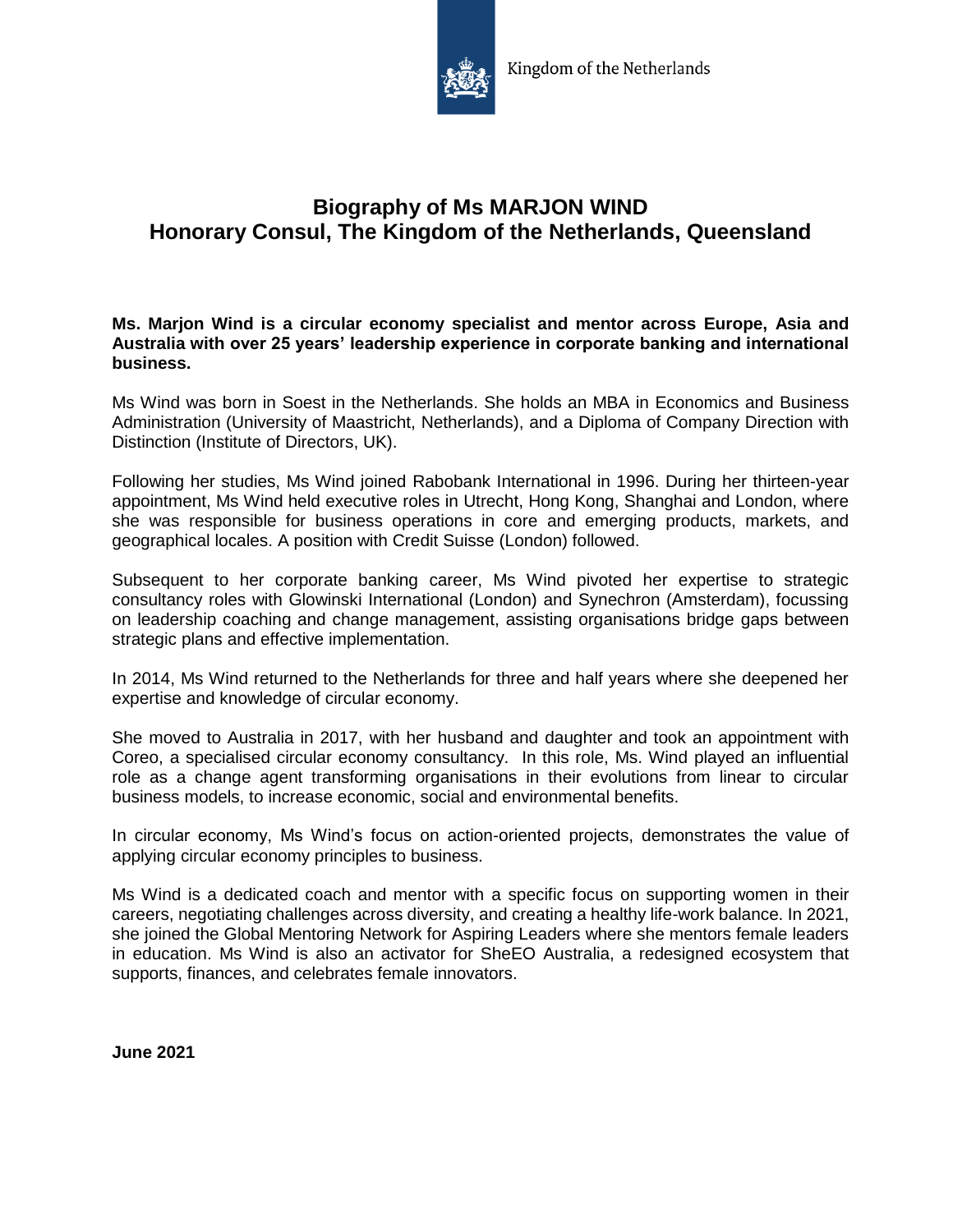Kingdom of the Netherlands

# Biography of Ms MARJON WIND
# Honorary Consul, The Kingdom of the Netherlands, Queensland

**Ms. Marjon Wind is a circular economy specialist and mentor across Europe, Asia and Australia with over 25 years' leadership experience in corporate banking and international business.**

Ms Wind was born in Soest in the Netherlands. She holds an MBA in Economics and Business Administration (University of Maastricht, Netherlands), and a Diploma of Company Direction with Distinction (Institute of Directors, UK).

Following her studies, Ms Wind joined Rabobank International in 1996. During her thirteen-year appointment, Ms Wind held executive roles in Utrecht, Hong Kong, Shanghai and London, where she was responsible for business operations in core and emerging products, markets, and geographical locales. A position with Credit Suisse (London) followed.

Subsequent to her corporate banking career, Ms Wind pivoted her expertise to strategic consultancy roles with Glowinski International (London) and Synechron (Amsterdam), focussing on leadership coaching and change management, assisting organisations bridge gaps between strategic plans and effective implementation.

In 2014, Ms Wind returned to the Netherlands for three and half years where she deepened her expertise and knowledge of circular economy.

She moved to Australia in 2017, with her husband and daughter and took an appointment with Coreo, a specialised circular economy consultancy. In this role, Ms. Wind played an influential role as a change agent transforming organisations in their evolutions from linear to circular business models, to increase economic, social and environmental benefits.

In circular economy, Ms Wind's focus on action-oriented projects, demonstrates the value of applying circular economy principles to business.

Ms Wind is a dedicated coach and mentor with a specific focus on supporting women in their careers, negotiating challenges across diversity, and creating a healthy life-work balance. In 2021, she joined the Global Mentoring Network for Aspiring Leaders where she mentors female leaders in education. Ms Wind is also an activator for SheEO Australia, a redesigned ecosystem that supports, finances, and celebrates female innovators.

**June 2021**